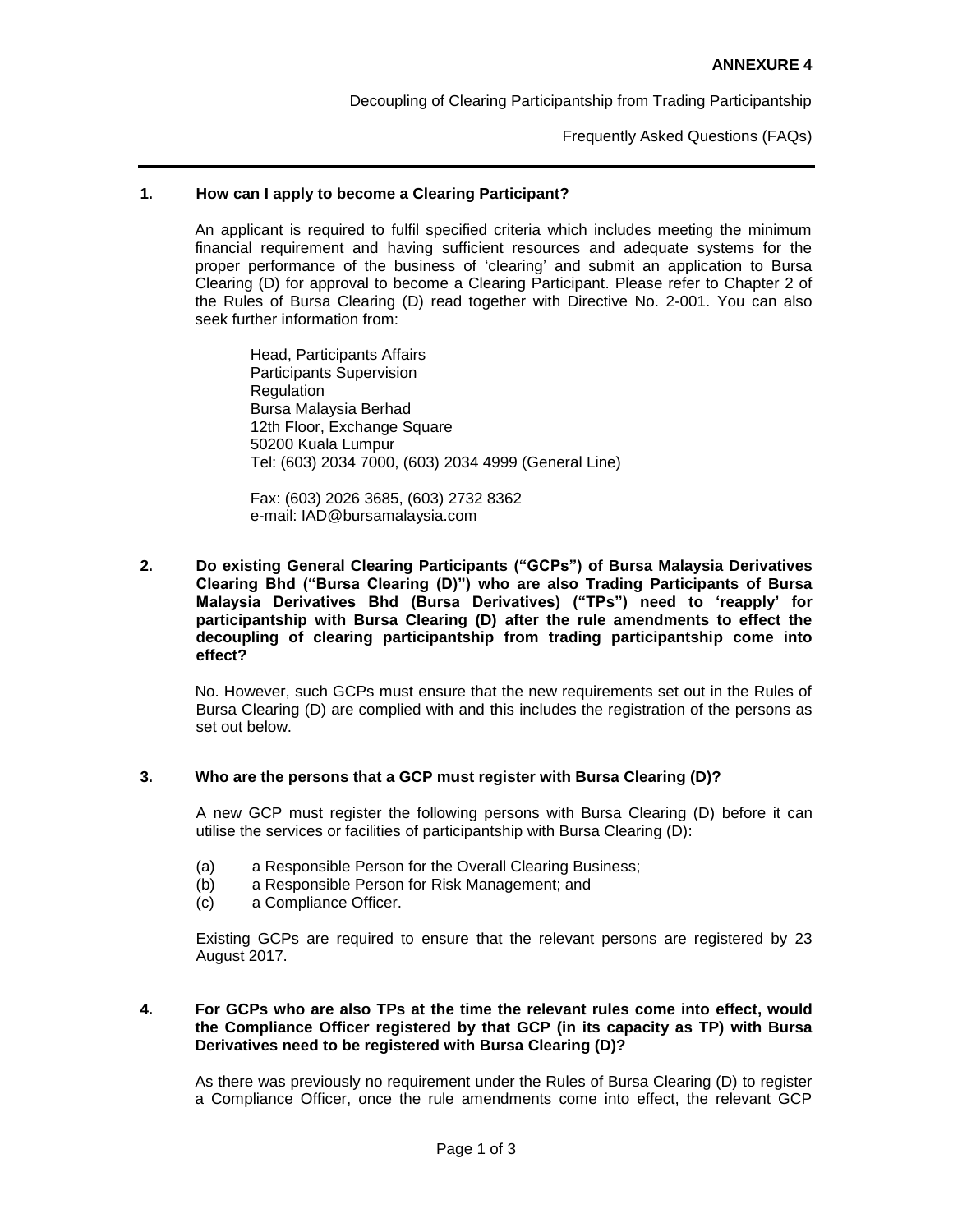**ANNEXURE 4**

Decoupling of Clearing Participantship from Trading Participantship

Frequently Asked Questions (FAQs)

---

**1. How can I apply to become a Clearing Participant?**

An applicant is required to fulfil specified criteria which includes meeting the minimum financial requirement and having sufficient resources and adequate systems for the proper performance of the business of 'clearing' and submit an application to Bursa Clearing (D) for approval to become a Clearing Participant. Please refer to Chapter 2 of the Rules of Bursa Clearing (D) read together with Directive No. 2-001. You can also seek further information from:

Head, Participants Affairs
Participants Supervision
Regulation
Bursa Malaysia Berhad
12th Floor, Exchange Square
50200 Kuala Lumpur
Tel: (603) 2034 7000, (603) 2034 4999 (General Line)

Fax: (603) 2026 3685, (603) 2732 8362
e-mail: IAD@bursamalaysia.com

**2. Do existing General Clearing Participants ("GCPs") of Bursa Malaysia Derivatives Clearing Bhd ("Bursa Clearing (D)") who are also Trading Participants of Bursa Malaysia Derivatives Bhd (Bursa Derivatives) ("TPs") need to 'reapply' for participantship with Bursa Clearing (D) after the rule amendments to effect the decoupling of clearing participantship from trading participantship come into effect?**

No. However, such GCPs must ensure that the new requirements set out in the Rules of Bursa Clearing (D) are complied with and this includes the registration of the persons as set out below.

**3. Who are the persons that a GCP must register with Bursa Clearing (D)?**

A new GCP must register the following persons with Bursa Clearing (D) before it can utilise the services or facilities of participantship with Bursa Clearing (D):

(a) a Responsible Person for the Overall Clearing Business;
(b) a Responsible Person for Risk Management; and
(c) a Compliance Officer.

Existing GCPs are required to ensure that the relevant persons are registered by 23 August 2017.

**4. For GCPs who are also TPs at the time the relevant rules come into effect, would the Compliance Officer registered by that GCP (in its capacity as TP) with Bursa Derivatives need to be registered with Bursa Clearing (D)?**

As there was previously no requirement under the Rules of Bursa Clearing (D) to register a Compliance Officer, once the rule amendments come into effect, the relevant GCP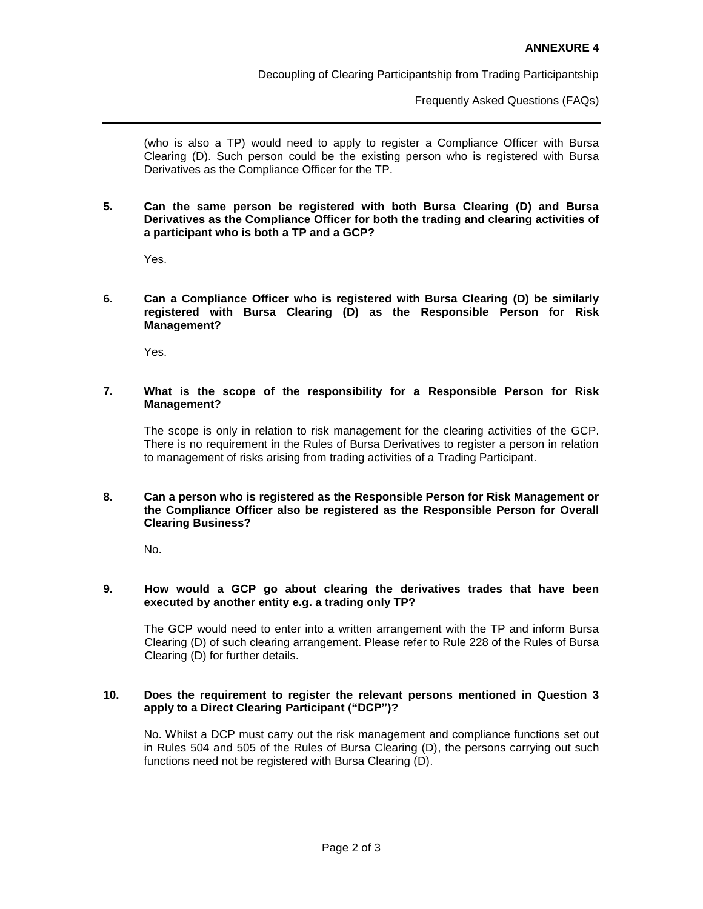(who is also a TP) would need to apply to register a Compliance Officer with Bursa Clearing (D). Such person could be the existing person who is registered with Bursa Derivatives as the Compliance Officer for the TP.

**5. Can the same person be registered with both Bursa Clearing (D) and Bursa Derivatives as the Compliance Officer for both the trading and clearing activities of a participant who is both a TP and a GCP?**

Yes.

**6. Can a Compliance Officer who is registered with Bursa Clearing (D) be similarly registered with Bursa Clearing (D) as the Responsible Person for Risk Management?**

Yes.

**7. What is the scope of the responsibility for a Responsible Person for Risk Management?**

The scope is only in relation to risk management for the clearing activities of the GCP. There is no requirement in the Rules of Bursa Derivatives to register a person in relation to management of risks arising from trading activities of a Trading Participant.

**8. Can a person who is registered as the Responsible Person for Risk Management or the Compliance Officer also be registered as the Responsible Person for Overall Clearing Business?**

No.

**9. How would a GCP go about clearing the derivatives trades that have been executed by another entity e.g. a trading only TP?**

The GCP would need to enter into a written arrangement with the TP and inform Bursa Clearing (D) of such clearing arrangement. Please refer to Rule 228 of the Rules of Bursa Clearing (D) for further details.

**10. Does the requirement to register the relevant persons mentioned in Question 3 apply to a Direct Clearing Participant ("DCP")?**

No. Whilst a DCP must carry out the risk management and compliance functions set out in Rules 504 and 505 of the Rules of Bursa Clearing (D), the persons carrying out such functions need not be registered with Bursa Clearing (D).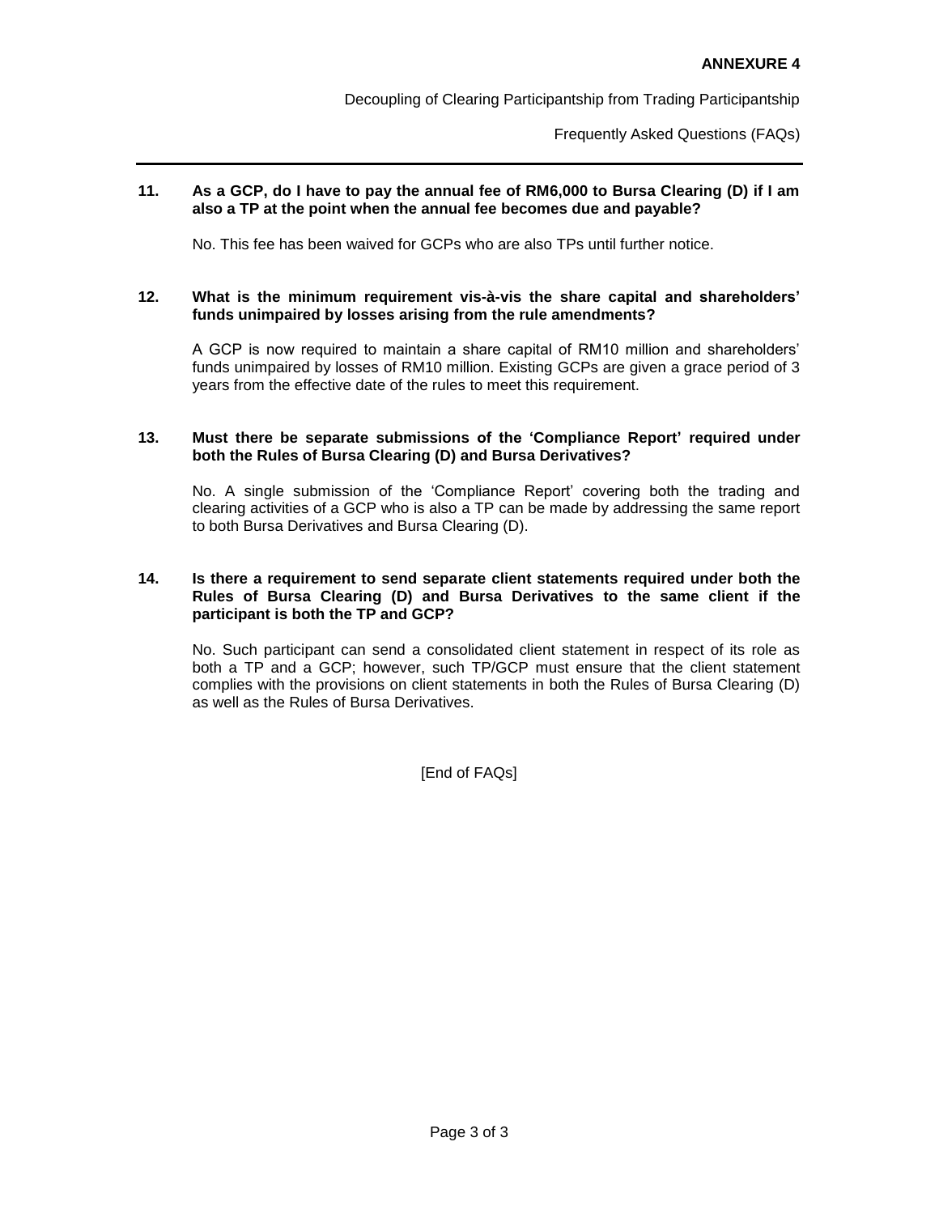**11. As a GCP, do I have to pay the annual fee of RM6,000 to Bursa Clearing (D) if I am also a TP at the point when the annual fee becomes due and payable?**

No. This fee has been waived for GCPs who are also TPs until further notice.

**12. What is the minimum requirement vis-à-vis the share capital and shareholders' funds unimpaired by losses arising from the rule amendments?**

A GCP is now required to maintain a share capital of RM10 million and shareholders' funds unimpaired by losses of RM10 million. Existing GCPs are given a grace period of 3 years from the effective date of the rules to meet this requirement.

**13. Must there be separate submissions of the 'Compliance Report' required under both the Rules of Bursa Clearing (D) and Bursa Derivatives?**

No. A single submission of the 'Compliance Report' covering both the trading and clearing activities of a GCP who is also a TP can be made by addressing the same report to both Bursa Derivatives and Bursa Clearing (D).

**14. Is there a requirement to send separate client statements required under both the Rules of Bursa Clearing (D) and Bursa Derivatives to the same client if the participant is both the TP and GCP?**

No. Such participant can send a consolidated client statement in respect of its role as both a TP and a GCP; however, such TP/GCP must ensure that the client statement complies with the provisions on client statements in both the Rules of Bursa Clearing (D) as well as the Rules of Bursa Derivatives.

[End of FAQs]